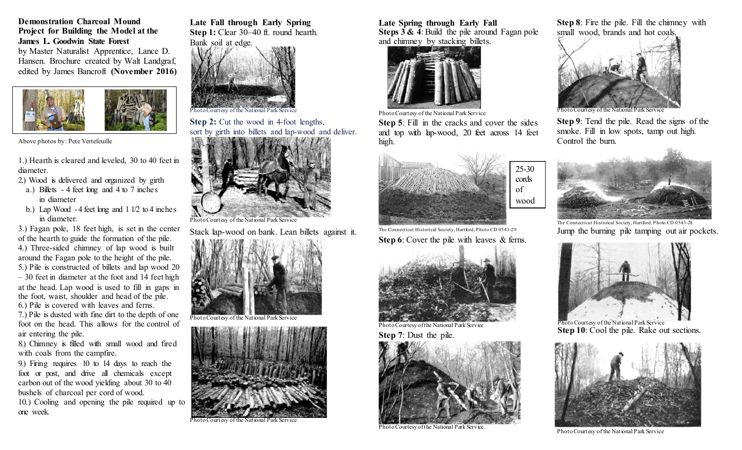**Demonstration Charcoal Mound Project for Building the Model at the James L. Goodwin State Forest**

by Master Naturalist Apprentice, Lance D. Hansen. Brochure created by Walt Landgraf, edited by James Bancroft **(November 2016)**

Above photos by: Pete Vertefeuille

1.) Hearth is cleared and leveled, 30 to 40 feet in diameter.
2.) Wood is delivered and organized by girth
   a.) Billets - 4 feet long and 4 to 7 inches in diameter
   b.) Lap Wood - 4 feet long and 1 1/2 to 4 inches in diameter.
3.) Fagan pole, 18 feet high, is set in the center of the hearth to guide the formation of the pile.
4.) Three-sided chimney of lap wood is built around the Fagan pole to the height of the pile.
5.) Pile is constructed of billets and lap wood 20 – 30 feet in diameter at the foot and 14 feet high at the head. Lap wood is used to fill in gaps in the foot, waist, shoulder and head of the pile.
6.) Pile is covered with leaves and ferns.
7.) Pile is dusted with fine dirt to the depth of one foot on the head. This allows for the control of air entering the pile.
8.) Chimney is filled with small wood and fired with coals from the campfire.
9.) Firing requires 10 to 14 days to reach the foot or post, and drive all chemicals except carbon out of the wood yielding about 30 to 40 bushels of charcoal per cord of wood.
10.) Cooling and opening the pile required up to one week.

**Late Fall through Early Spring**

**Step 1:** Clear 30–40 ft. round hearth. Bank soil at edge.

Photo Courtesy of the National Park Service

**Step 2:** Cut the wood in 4-foot lengths, sort by girth into billets and lap-wood and deliver.

Photo Courtesy of the National Park Service

Stack lap-wood on bank. Lean billets against it.

Photo Courtesy of the National Park Service

Photo Courtesy of the National Park Service

**Late Spring through Early Fall**

**Steps 3 & 4**: Build the pile around Fagan pole and chimney by stacking billets.

Photo Courtesy of the National Park Service

**Step 5**: Fill in the cracks and cover the sides and top with lap-wood, 20 feet across 14 feet high.

25-30 cords of wood

The Connecticut Historical Society, Hartford, Photo CD 0543-29

**Step 6**: Cover the pile with leaves & ferns.

Photo Courtesy of the National Park Service

**Step 7**: Dust the pile.

Photo Courtesy of the National Park Service

**Step 8**: Fire the pile. Fill the chimney with small wood, brands and hot coals.

Photo Courtesy of the National Park Service

**Step 9**: Tend the pile. Read the signs of the smoke. Fill in low spots, tamp out high. Control the burn.

The Connecticut Historical Society, Hartford, Photo CD 0543-28

Jump the burning pile tamping out air pockets.

Photo Courtesy of the National Park Service

**Step 10**: Cool the pile. Rake out sections.

Photo Courtesy of the National Park Service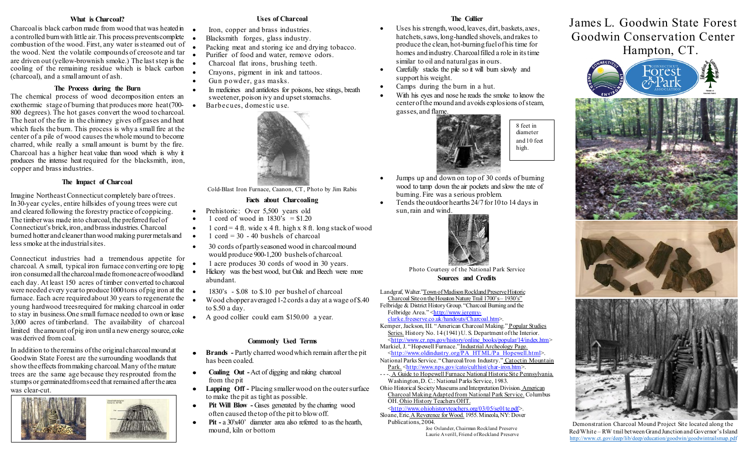# James L. Goodwin State Forest
## Goodwin Conservation Center
## Hampton, CT.

### What is Charcoal?

Charcoal is black carbon made from wood that was heated in a controlled burn with little air. This process prevents complete combustion of the wood. First, any water is steamed out of the wood. Next the volatile compounds of creosote and tar are driven out (yellow-brownish smoke.) The last step is the cooling of the remaining residue which is black carbon (charcoal), and a small amount of ash.

### The Process during the Burn

The chemical process of wood decomposition enters an exothermic stage of burning that produces more heat (700-800 degrees). The hot gases convert the wood to charcoal. The heat of the fire in the chimney gives off gases and heat which fuels the burn. This process is why a small fire at the center of a pile of wood causes the whole mound to become charred, while really a small amount is burnt by the fire. Charcoal has a higher heat value than wood which is why it produces the intense heat required for the blacksmith, iron, copper and brass industries.

### The Impact of Charcoal

Imagine Northeast Connecticut completely bare of trees. In 30-year cycles, entire hillsides of young trees were cut and cleared following the forestry practice of coppicing. The timber was made into charcoal, the preferred fuel of Connecticut's brick, iron, and brass industries. Charcoal burned hotter and cleaner than wood making purer metals and less smoke at the industrial sites.

Connecticut industries had a tremendous appetite for charcoal. A small, typical iron furnace converting ore to pig iron consumed all the charcoal made from one acre of woodland each day. At least 150 acres of timber converted to charcoal were needed every year to produce 1000 tons of pig iron at the furnace. Each acre required about 30 years to regenerate the young hardwood trees required for making charcoal in order to stay in business. One small furnace needed to own or lease 3,000 acres of timberland. The availability of charcoal limited the amount of pig iron until a new energy source, coke was derived from coal.

In addition to the remains of the original charcoal mound at Goodwin State Forest are the surrounding woodlands that show the effects from making charcoal. Many of the mature trees are the same age because they resprouted from the stumps or germinated from seed that remained after the area was clear-cut.

### Uses of Charcoal

- Iron, copper and brass industries.
- Blacksmith forges, glass industry.
- Packing meat and storing ice and drying tobacco.
- Purifier of food and water, remove odors.
- Charcoal flat irons, brushing teeth.
- Crayons, pigment in ink and tattoos.
- Gun powder, gas masks.
- In medicines and antidotes for poisons, bee stings, breath sweetener, poison ivy and upset stomachs.
- Barbecues, domestic use.

Cold-Blast Iron Furnace, Caanon, CT, Photo by Jim Rabis

### Facts about Charcoaling

- Prehistoric: Over 5,500 years old
- 1 cord of wood in 1830's = $1.20
- 1 cord = 4 ft. wide x 4 ft. high x 8 ft. long stack of wood
- 1 cord = 30 - 40 bushels of charcoal
- 30 cords of partly seasoned wood in charcoal mound would produce 900-1,200 bushels of charcoal.
- 1 acre produces 30 cords of wood in 30 years.
- Hickory was the best wood, but Oak and Beech were more abundant.
- 1830's - $.08 to $.10 per bushel of charcoal
- Wood chopper averaged 1-2 cords a day at a wage of $.40 to $.50 a day.
- A good collier could earn $150.00 a year.

### Commonly Used Terms

- **Brands -** Partly charred wood which remain after the pit has been coaled.
- **Coaling Out -** Act of digging and raking charcoal from the pit
- **Lapping Off -** Placing smaller wood on the outer surface to make the pit as tight as possible.
- **Pit Will Blow -** Gases generated by the charring wood often caused the top of the pit to blow off.
- **Pit -** a 30'x40' diameter area also referred to as the hearth, mound, kiln or bottom

### The Collier

- Uses his strength, wood, leaves, dirt, baskets, axes, hatchets, saws, long-handled shovels, and rakes to produce the clean, hot-burning fuel of his time for homes and industry. Charcoal filled a role in its time similar to oil and natural gas in ours.
- Carefully stacks the pile so it will burn slowly and support his weight.
- Camps during the burn in a hut.
- With his eyes and nose he reads the smoke to know the center of the mound and avoids explosions of steam, gasses, and flame.

8 feet in diameter and 10 feet high.

- Jumps up and down on top of 30 cords of burning wood to tamp down the air pockets and slow the rate of burning. Fire was a serious problem.
- Tends the outdoor hearths 24/7 for 10 to 14 days in sun, rain and wind.

Photo Courtesy of the National Park Service

### Sources and Credits

Landgraf, Walter."Town of Madison Rockland Preserve Historic Charcoal Site on the Houston Nature Trail 1700's – 1930's"

Felbridge & District History Group. "Charcoal Burning and the Felbridge Area." <http://www.jeremy-clarke.freeserve.co.uk/handouts/Charcoal.htm>.

Kemper, Jackson, III. "American Charcoal Making." Popular Studies Series. History No. 14 (1941) U. S. Department of the Interior. <http://www.cr.nps.gov/history/online_books/popular/14/index.htm>

Markiel, J. "Hopewell Furnace." Industrial Archeology Page. <http://www.oldindustry.org/PA_HTML/Pa_Hopewell.html>.

National Parks Service. "Charcoal/Iron Industry." Catoctin Mountain Park. <http://www.nps.gov/cato/culthist/char-iron.htm>.

- - -. A Guide to Hopewell Furnace National Historic Site Pennsylvania. Washington, D. C.: National Parks Service, 1983.

Ohio Historical Society Museums and Interpretation Division. American Charcoal Making Adapted from National Park Service. Columbus OH. Ohio History Teachers OHT. <http://www.ohiohistoryteachers.org/03/05/se01te.pdf>.

Sloane, Eric. A Reverence for Wood. 1955. Mineola, NY: Dover Publications, 2004.

Joe Oslander, Chairman Rockland Preserve
Laurie Averill, Friend of Rockland Preserve

Demonstration Charcoal Mound Project Site located along the Red/White – RW trail between Grand Junction and Governor's Island
http://www.ct.gov/deep/lib/deep/education/goodwin/goodwintrailsmap.pdf